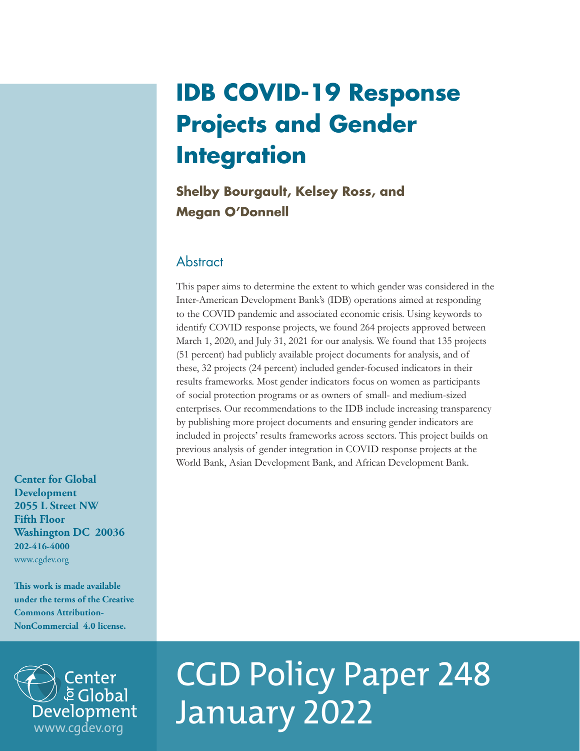# IDB COVID-19 Response Projects and Gender Integration

**Shelby Bourgault, Kelsey Ross, and Megan O'Donnell**

## Abstract

This paper aims to determine the extent to which gender was considered in the Inter-American Development Bank's (IDB) operations aimed at responding to the COVID pandemic and associated economic crisis. Using keywords to identify COVID response projects, we found 264 projects approved between March 1, 2020, and July 31, 2021 for our analysis. We found that 135 projects (51 percent) had publicly available project documents for analysis, and of these, 32 projects (24 percent) included gender-focused indicators in their results frameworks. Most gender indicators focus on women as participants of social protection programs or as owners of small- and medium-sized enterprises. Our recommendations to the IDB include increasing transparency by publishing more project documents and ensuring gender indicators are included in projects' results frameworks across sectors. This project builds on previous analysis of gender integration in COVID response projects at the World Bank, Asian Development Bank, and African Development Bank.

**Center for Global Development**
**2055 L Street NW**
**Fifth Floor**
**Washington DC 20036**
**202-416-4000**
www.cgdev.org

**This work is made available under the terms of the Creative Commons Attribution-NonCommercial 4.0 license.**

Center for Global Development
www.cgdev.org

CGD Policy Paper 248
January 2022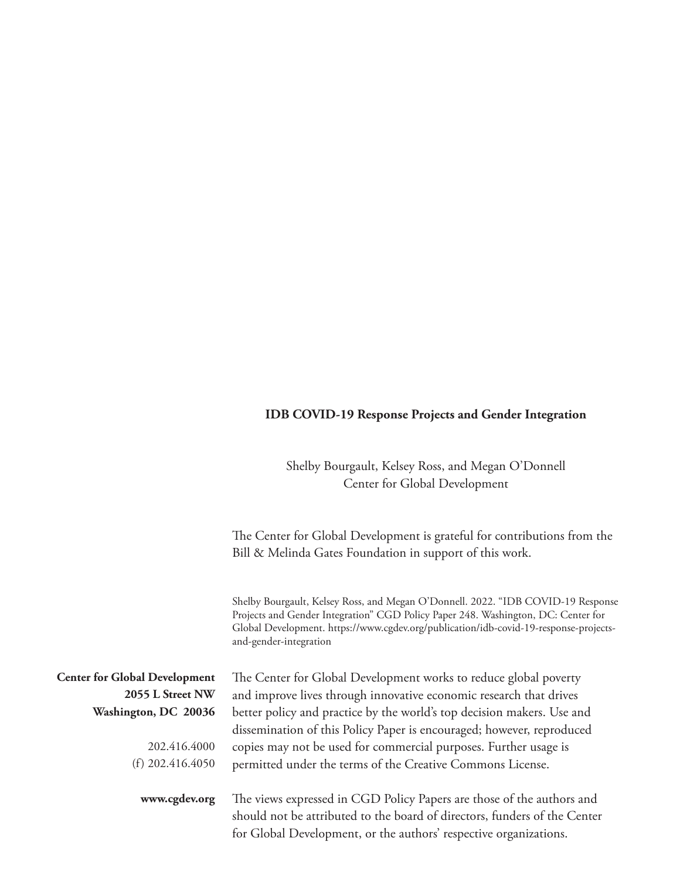**IDB COVID-19 Response Projects and Gender Integration**

Shelby Bourgault, Kelsey Ross, and Megan O'Donnell
Center for Global Development

The Center for Global Development is grateful for contributions from the Bill & Melinda Gates Foundation in support of this work.

Shelby Bourgault, Kelsey Ross, and Megan O'Donnell. 2022. "IDB COVID-19 Response Projects and Gender Integration" CGD Policy Paper 248. Washington, DC: Center for Global Development. https://www.cgdev.org/publication/idb-covid-19-response-projects-and-gender-integration

**Center for Global Development**
**2055 L Street NW**
**Washington, DC 20036**

202.416.4000
(f) 202.416.4050

**www.cgdev.org**

The Center for Global Development works to reduce global poverty and improve lives through innovative economic research that drives better policy and practice by the world's top decision makers. Use and dissemination of this Policy Paper is encouraged; however, reproduced copies may not be used for commercial purposes. Further usage is permitted under the terms of the Creative Commons License.

The views expressed in CGD Policy Papers are those of the authors and should not be attributed to the board of directors, funders of the Center for Global Development, or the authors' respective organizations.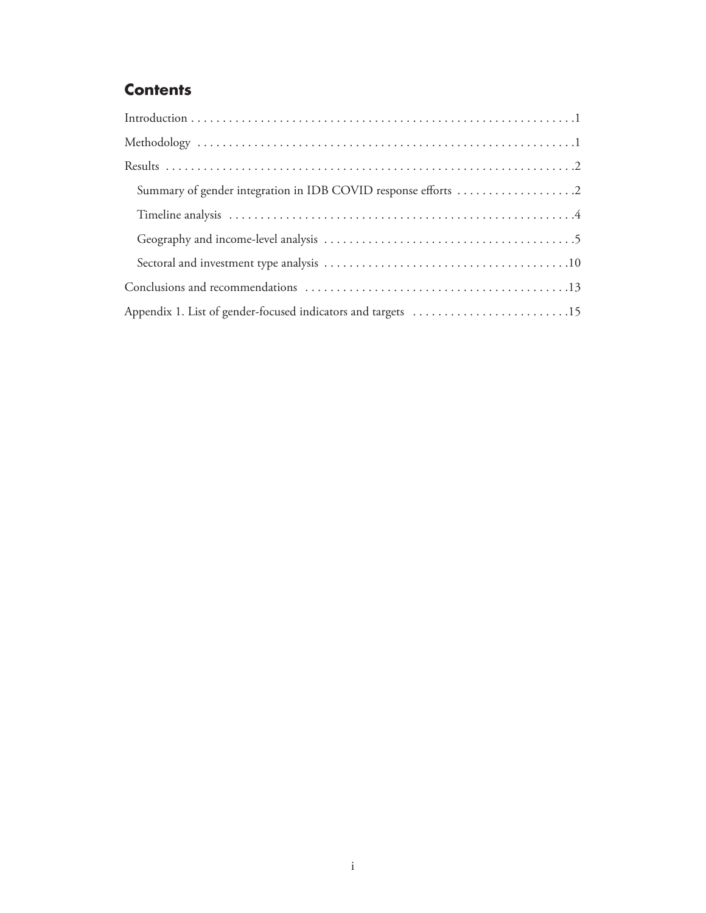## Contents

Introduction . . . . . . . . . . . . . . . . . . . . . . . . . . . . . . . . . . . . . . . . . . . . . . . . . . . . . . . . . . . . . . 1

Methodology . . . . . . . . . . . . . . . . . . . . . . . . . . . . . . . . . . . . . . . . . . . . . . . . . . . . . . . . . . . . . . 1

Results . . . . . . . . . . . . . . . . . . . . . . . . . . . . . . . . . . . . . . . . . . . . . . . . . . . . . . . . . . . . . . . . . 2

- Summary of gender integration in IDB COVID response efforts . . . . . . . . . . . . . . . . . . . 2
- Timeline analysis . . . . . . . . . . . . . . . . . . . . . . . . . . . . . . . . . . . . . . . . . . . . . . . . . . . . . 4
- Geography and income-level analysis . . . . . . . . . . . . . . . . . . . . . . . . . . . . . . . . . . . . . . . 5
- Sectoral and investment type analysis . . . . . . . . . . . . . . . . . . . . . . . . . . . . . . . . . . . . . . 10

Conclusions and recommendations . . . . . . . . . . . . . . . . . . . . . . . . . . . . . . . . . . . . . . . . . 13

Appendix 1. List of gender-focused indicators and targets . . . . . . . . . . . . . . . . . . . . . . . . . 15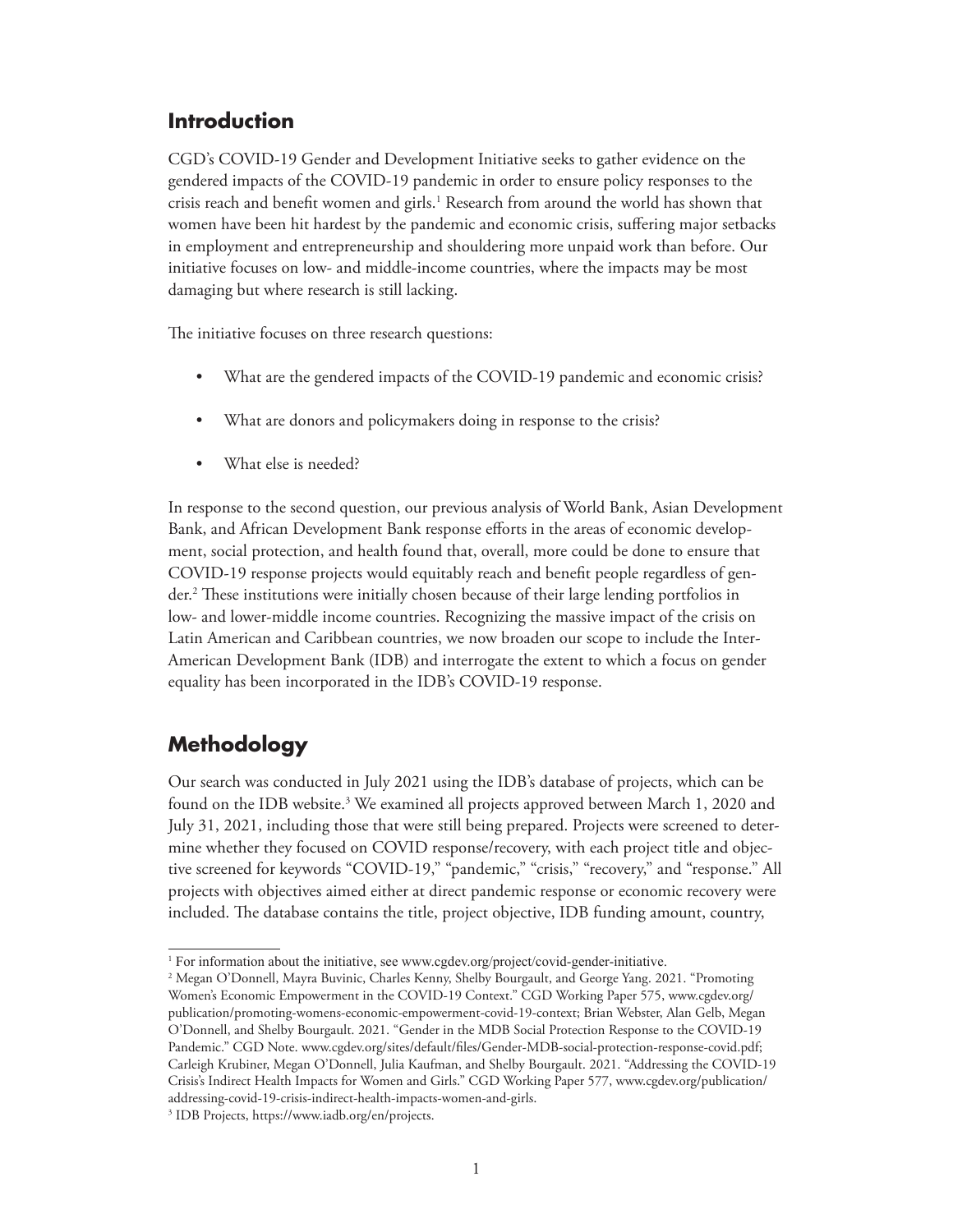## Introduction

CGD's COVID-19 Gender and Development Initiative seeks to gather evidence on the gendered impacts of the COVID-19 pandemic in order to ensure policy responses to the crisis reach and benefit women and girls.[1] Research from around the world has shown that women have been hit hardest by the pandemic and economic crisis, suffering major setbacks in employment and entrepreneurship and shouldering more unpaid work than before. Our initiative focuses on low- and middle-income countries, where the impacts may be most damaging but where research is still lacking.

The initiative focuses on three research questions:

- What are the gendered impacts of the COVID-19 pandemic and economic crisis?
- What are donors and policymakers doing in response to the crisis?
- What else is needed?

In response to the second question, our previous analysis of World Bank, Asian Development Bank, and African Development Bank response efforts in the areas of economic development, social protection, and health found that, overall, more could be done to ensure that COVID-19 response projects would equitably reach and benefit people regardless of gender.[2] These institutions were initially chosen because of their large lending portfolios in low- and lower-middle income countries. Recognizing the massive impact of the crisis on Latin American and Caribbean countries, we now broaden our scope to include the Inter-American Development Bank (IDB) and interrogate the extent to which a focus on gender equality has been incorporated in the IDB's COVID-19 response.

## Methodology

Our search was conducted in July 2021 using the IDB's database of projects, which can be found on the IDB website.[3] We examined all projects approved between March 1, 2020 and July 31, 2021, including those that were still being prepared. Projects were screened to determine whether they focused on COVID response/recovery, with each project title and objective screened for keywords "COVID-19," "pandemic," "crisis," "recovery," and "response." All projects with objectives aimed either at direct pandemic response or economic recovery were included. The database contains the title, project objective, IDB funding amount, country,

---

[1] For information about the initiative, see www.cgdev.org/project/covid-gender-initiative.

[2] Megan O'Donnell, Mayra Buvinic, Charles Kenny, Shelby Bourgault, and George Yang. 2021. "Promoting Women's Economic Empowerment in the COVID-19 Context." CGD Working Paper 575, www.cgdev.org/publication/promoting-womens-economic-empowerment-covid-19-context; Brian Webster, Alan Gelb, Megan O'Donnell, and Shelby Bourgault. 2021. "Gender in the MDB Social Protection Response to the COVID-19 Pandemic." CGD Note. www.cgdev.org/sites/default/files/Gender-MDB-social-protection-response-covid.pdf; Carleigh Krubiner, Megan O'Donnell, Julia Kaufman, and Shelby Bourgault. 2021. "Addressing the COVID-19 Crisis's Indirect Health Impacts for Women and Girls." CGD Working Paper 577, www.cgdev.org/publication/addressing-covid-19-crisis-indirect-health-impacts-women-and-girls.

[3] IDB Projects, https://www.iadb.org/en/projects.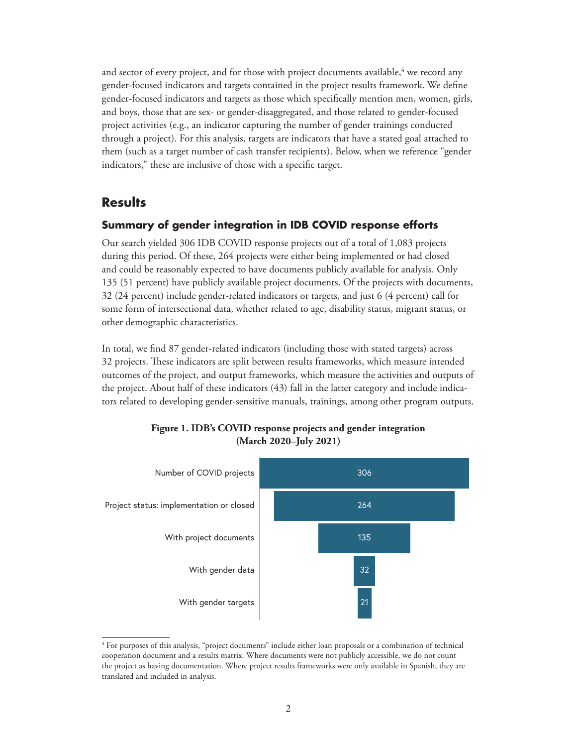and sector of every project, and for those with project documents available,[4] we record any gender-focused indicators and targets contained in the project results framework. We define gender-focused indicators and targets as those which specifically mention men, women, girls, and boys, those that are sex- or gender-disaggregated, and those related to gender-focused project activities (e.g., an indicator capturing the number of gender trainings conducted through a project). For this analysis, targets are indicators that have a stated goal attached to them (such as a target number of cash transfer recipients). Below, when we reference "gender indicators," these are inclusive of those with a specific target.

## Results

### Summary of gender integration in IDB COVID response efforts

Our search yielded 306 IDB COVID response projects out of a total of 1,083 projects during this period. Of these, 264 projects were either being implemented or had closed and could be reasonably expected to have documents publicly available for analysis. Only 135 (51 percent) have publicly available project documents. Of the projects with documents, 32 (24 percent) include gender-related indicators or targets, and just 6 (4 percent) call for some form of intersectional data, whether related to age, disability status, migrant status, or other demographic characteristics.

In total, we find 87 gender-related indicators (including those with stated targets) across 32 projects. These indicators are split between results frameworks, which measure intended outcomes of the project, and output frameworks, which measure the activities and outputs of the project. About half of these indicators (43) fall in the latter category and include indicators related to developing gender-sensitive manuals, trainings, among other program outputs.

**Figure 1. IDB's COVID response projects and gender integration (March 2020–July 2021)**

| Category | Number |
| --- | --- |
| Number of COVID projects | 306 |
| Project status: implementation or closed | 264 |
| With project documents | 135 |
| With gender data | 32 |
| With gender targets | 21 |

[4] For purposes of this analysis, "project documents" include either loan proposals or a combination of technical cooperation document and a results matrix. Where documents were not publicly accessible, we do not count the project as having documentation. Where project results frameworks were only available in Spanish, they are translated and included in analysis.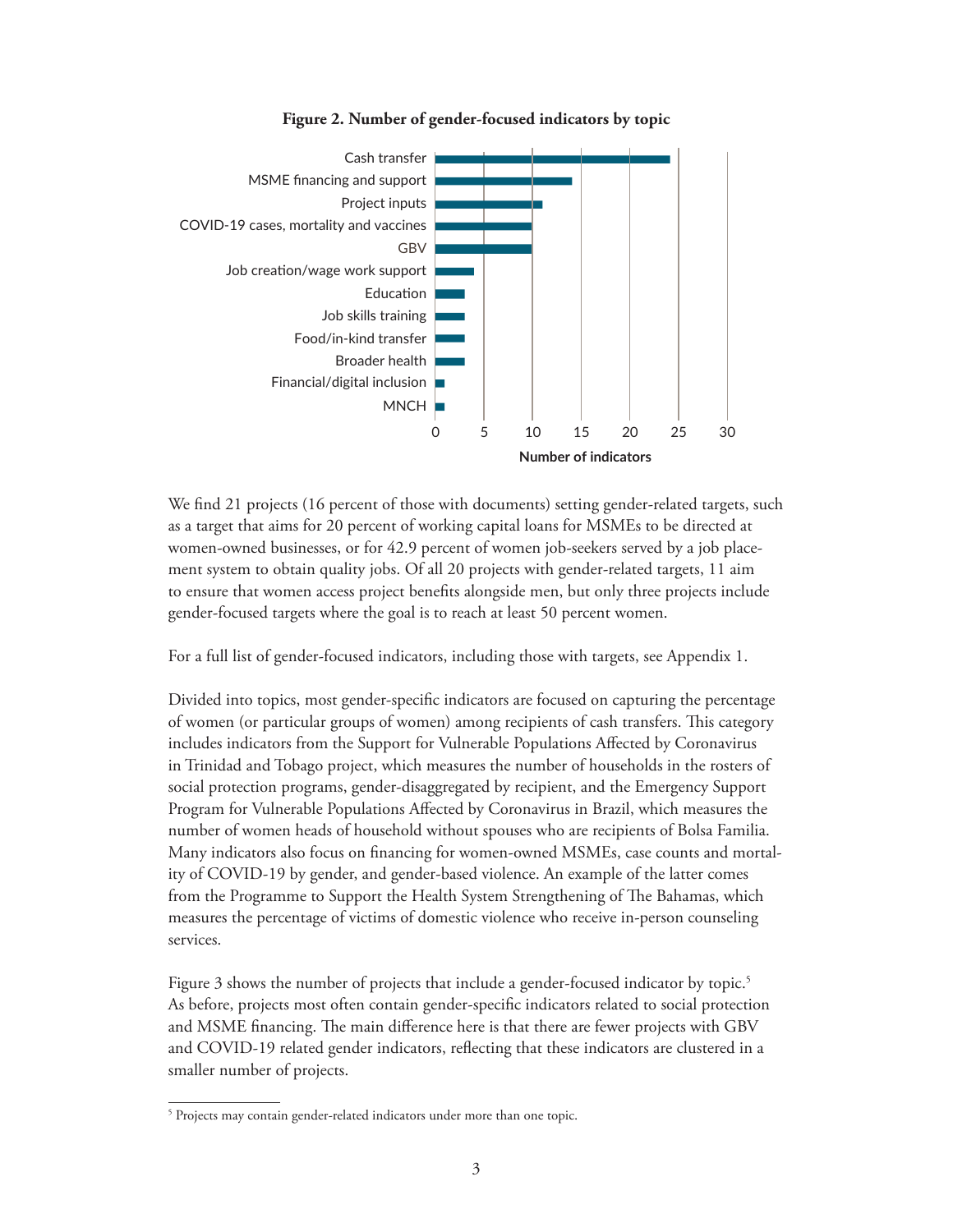**Figure 2. Number of gender-focused indicators by topic**

We find 21 projects (16 percent of those with documents) setting gender-related targets, such as a target that aims for 20 percent of working capital loans for MSMEs to be directed at women-owned businesses, or for 42.9 percent of women job-seekers served by a job placement system to obtain quality jobs. Of all 20 projects with gender-related targets, 11 aim to ensure that women access project benefits alongside men, but only three projects include gender-focused targets where the goal is to reach at least 50 percent women.

For a full list of gender-focused indicators, including those with targets, see Appendix 1.

Divided into topics, most gender-specific indicators are focused on capturing the percentage of women (or particular groups of women) among recipients of cash transfers. This category includes indicators from the Support for Vulnerable Populations Affected by Coronavirus in Trinidad and Tobago project, which measures the number of households in the rosters of social protection programs, gender-disaggregated by recipient, and the Emergency Support Program for Vulnerable Populations Affected by Coronavirus in Brazil, which measures the number of women heads of household without spouses who are recipients of Bolsa Familia. Many indicators also focus on financing for women-owned MSMEs, case counts and mortality of COVID-19 by gender, and gender-based violence. An example of the latter comes from the Programme to Support the Health System Strengthening of The Bahamas, which measures the percentage of victims of domestic violence who receive in-person counseling services.

Figure 3 shows the number of projects that include a gender-focused indicator by topic.[5] As before, projects most often contain gender-specific indicators related to social protection and MSME financing. The main difference here is that there are fewer projects with GBV and COVID-19 related gender indicators, reflecting that these indicators are clustered in a smaller number of projects.

[5] Projects may contain gender-related indicators under more than one topic.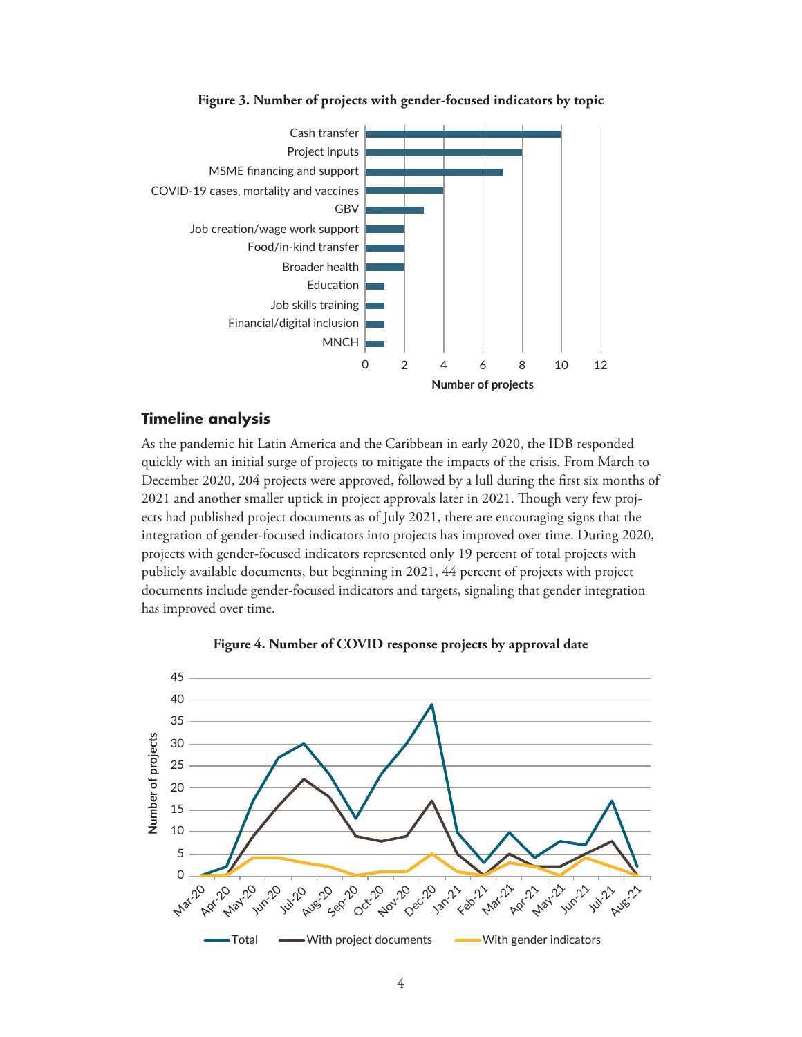**Figure 3. Number of projects with gender-focused indicators by topic**

## Timeline analysis

As the pandemic hit Latin America and the Caribbean in early 2020, the IDB responded quickly with an initial surge of projects to mitigate the impacts of the crisis. From March to December 2020, 204 projects were approved, followed by a lull during the first six months of 2021 and another smaller uptick in project approvals later in 2021. Though very few projects had published project documents as of July 2021, there are encouraging signs that the integration of gender-focused indicators into projects has improved over time. During 2020, projects with gender-focused indicators represented only 19 percent of total projects with publicly available documents, but beginning in 2021, 44 percent of projects with project documents include gender-focused indicators and targets, signaling that gender integration has improved over time.

**Figure 4. Number of COVID response projects by approval date**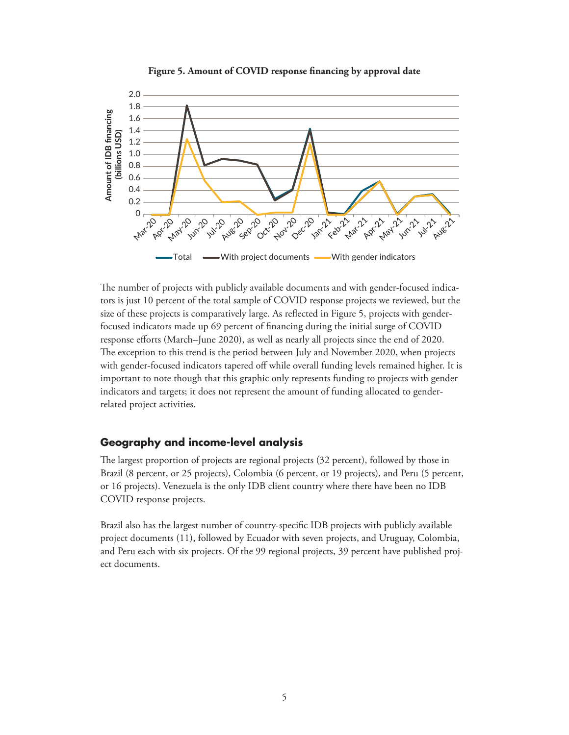**Figure 5. Amount of COVID response financing by approval date**

The number of projects with publicly available documents and with gender-focused indicators is just 10 percent of the total sample of COVID response projects we reviewed, but the size of these projects is comparatively large. As reflected in Figure 5, projects with gender-focused indicators made up 69 percent of financing during the initial surge of COVID response efforts (March–June 2020), as well as nearly all projects since the end of 2020. The exception to this trend is the period between July and November 2020, when projects with gender-focused indicators tapered off while overall funding levels remained higher. It is important to note though that this graphic only represents funding to projects with gender indicators and targets; it does not represent the amount of funding allocated to gender-related project activities.

## Geography and income-level analysis

The largest proportion of projects are regional projects (32 percent), followed by those in Brazil (8 percent, or 25 projects), Colombia (6 percent, or 19 projects), and Peru (5 percent, or 16 projects). Venezuela is the only IDB client country where there have been no IDB COVID response projects.

Brazil also has the largest number of country-specific IDB projects with publicly available project documents (11), followed by Ecuador with seven projects, and Uruguay, Colombia, and Peru each with six projects. Of the 99 regional projects, 39 percent have published project documents.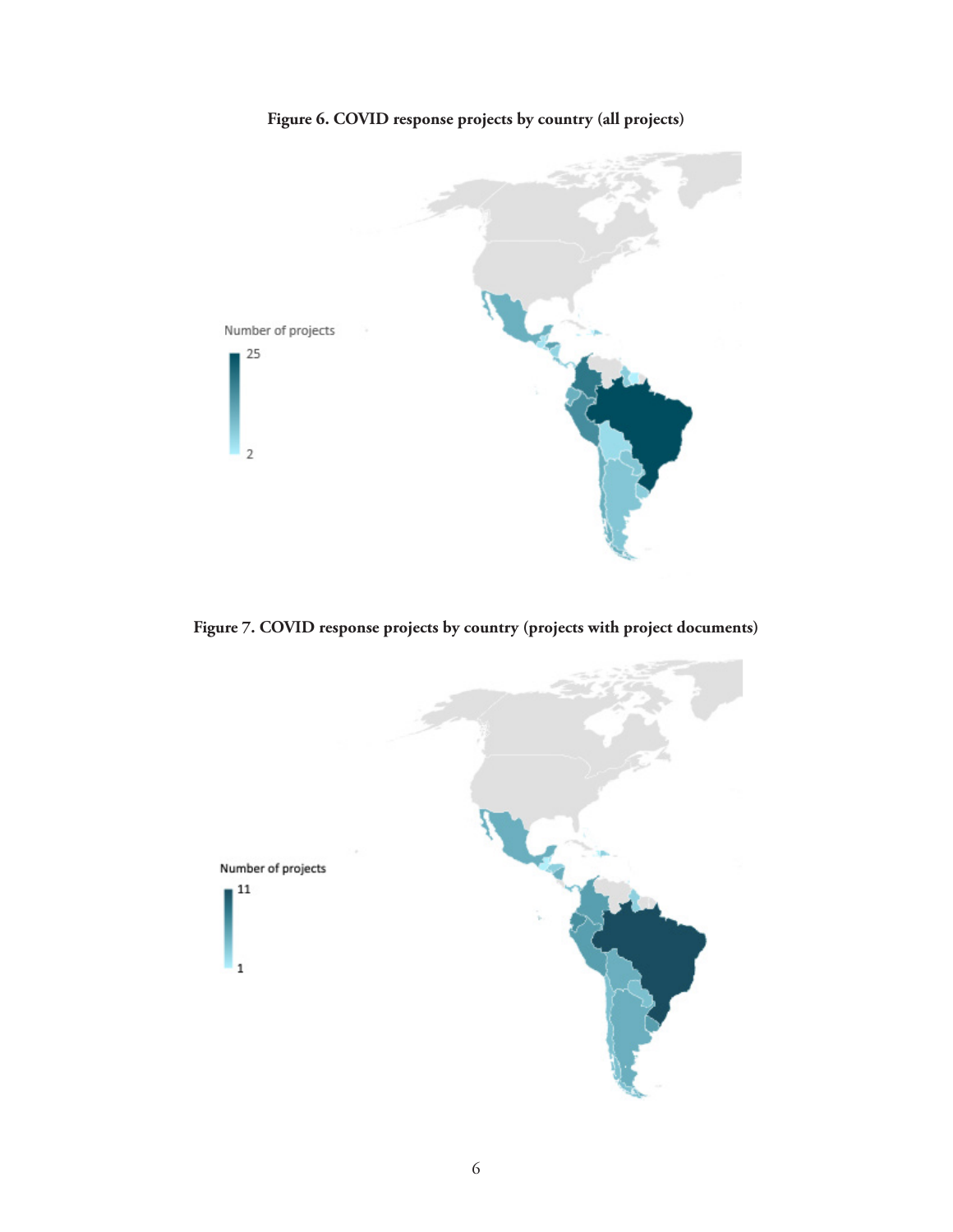**Figure 6. COVID response projects by country (all projects)**

Number of projects

25

2

**Figure 7. COVID response projects by country (projects with project documents)**

Number of projects

11

1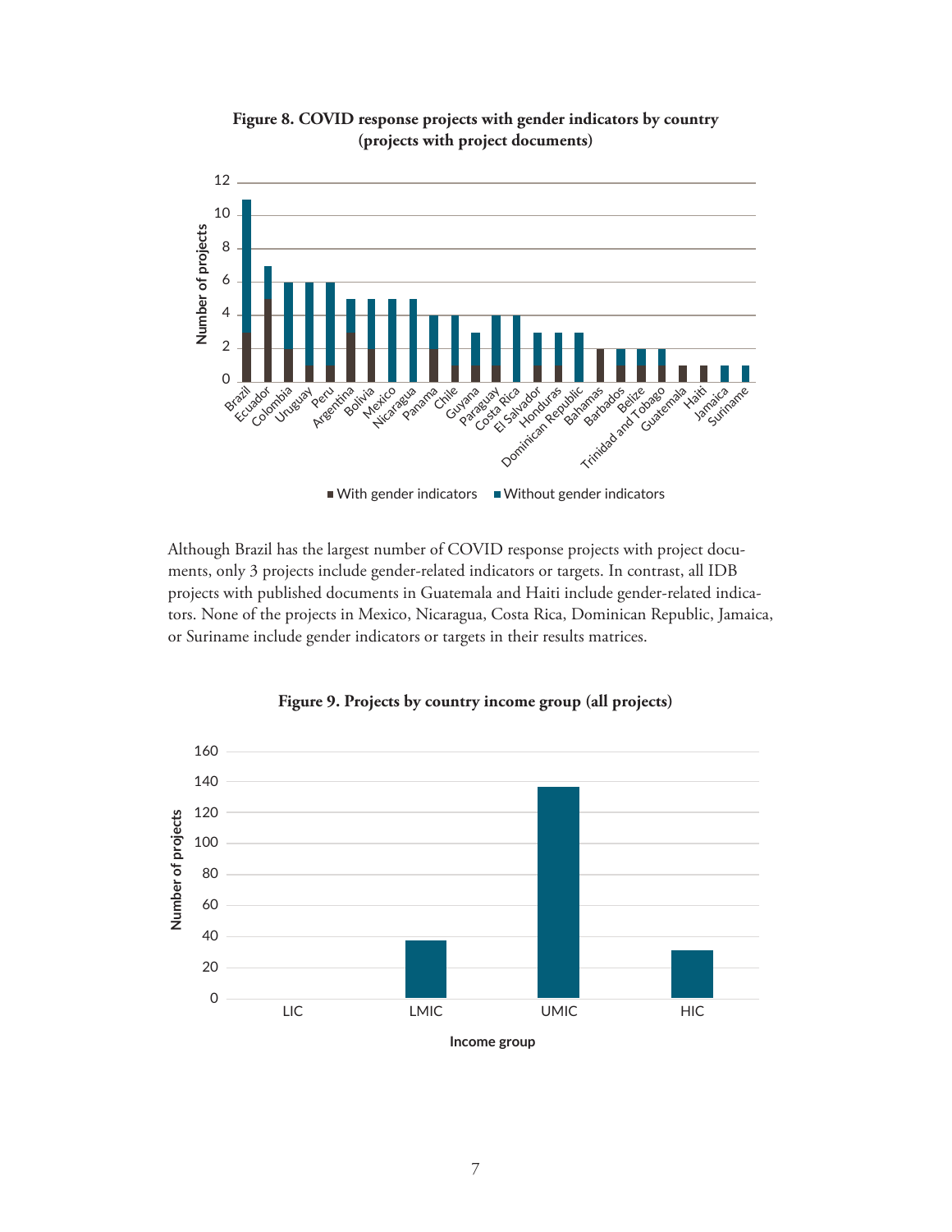**Figure 8. COVID response projects with gender indicators by country (projects with project documents)**

Although Brazil has the largest number of COVID response projects with project documents, only 3 projects include gender-related indicators or targets. In contrast, all IDB projects with published documents in Guatemala and Haiti include gender-related indicators. None of the projects in Mexico, Nicaragua, Costa Rica, Dominican Republic, Jamaica, or Suriname include gender indicators or targets in their results matrices.

**Figure 9. Projects by country income group (all projects)**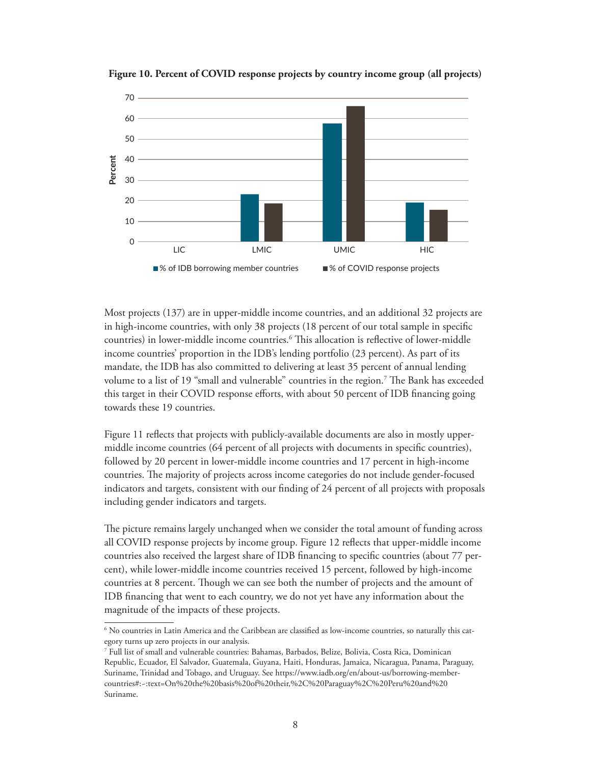**Figure 10. Percent of COVID response projects by country income group (all projects)**

Most projects (137) are in upper-middle income countries, and an additional 32 projects are in high-income countries, with only 38 projects (18 percent of our total sample in specific countries) in lower-middle income countries.[6] This allocation is reflective of lower-middle income countries' proportion in the IDB's lending portfolio (23 percent). As part of its mandate, the IDB has also committed to delivering at least 35 percent of annual lending volume to a list of 19 "small and vulnerable" countries in the region.[7] The Bank has exceeded this target in their COVID response efforts, with about 50 percent of IDB financing going towards these 19 countries.

Figure 11 reflects that projects with publicly-available documents are also in mostly upper-middle income countries (64 percent of all projects with documents in specific countries), followed by 20 percent in lower-middle income countries and 17 percent in high-income countries. The majority of projects across income categories do not include gender-focused indicators and targets, consistent with our finding of 24 percent of all projects with proposals including gender indicators and targets.

The picture remains largely unchanged when we consider the total amount of funding across all COVID response projects by income group. Figure 12 reflects that upper-middle income countries also received the largest share of IDB financing to specific countries (about 77 percent), while lower-middle income countries received 15 percent, followed by high-income countries at 8 percent. Though we can see both the number of projects and the amount of IDB financing that went to each country, we do not yet have any information about the magnitude of the impacts of these projects.

[6] No countries in Latin America and the Caribbean are classified as low-income countries, so naturally this category turns up zero projects in our analysis.

[7] Full list of small and vulnerable countries: Bahamas, Barbados, Belize, Bolivia, Costa Rica, Dominican Republic, Ecuador, El Salvador, Guatemala, Guyana, Haiti, Honduras, Jamaica, Nicaragua, Panama, Paraguay, Suriname, Trinidad and Tobago, and Uruguay. See https://www.iadb.org/en/about-us/borrowing-member-countries#:~:text=On%20the%20basis%20of%20their,%2C%20Paraguay%2C%20Peru%20and%20Suriname.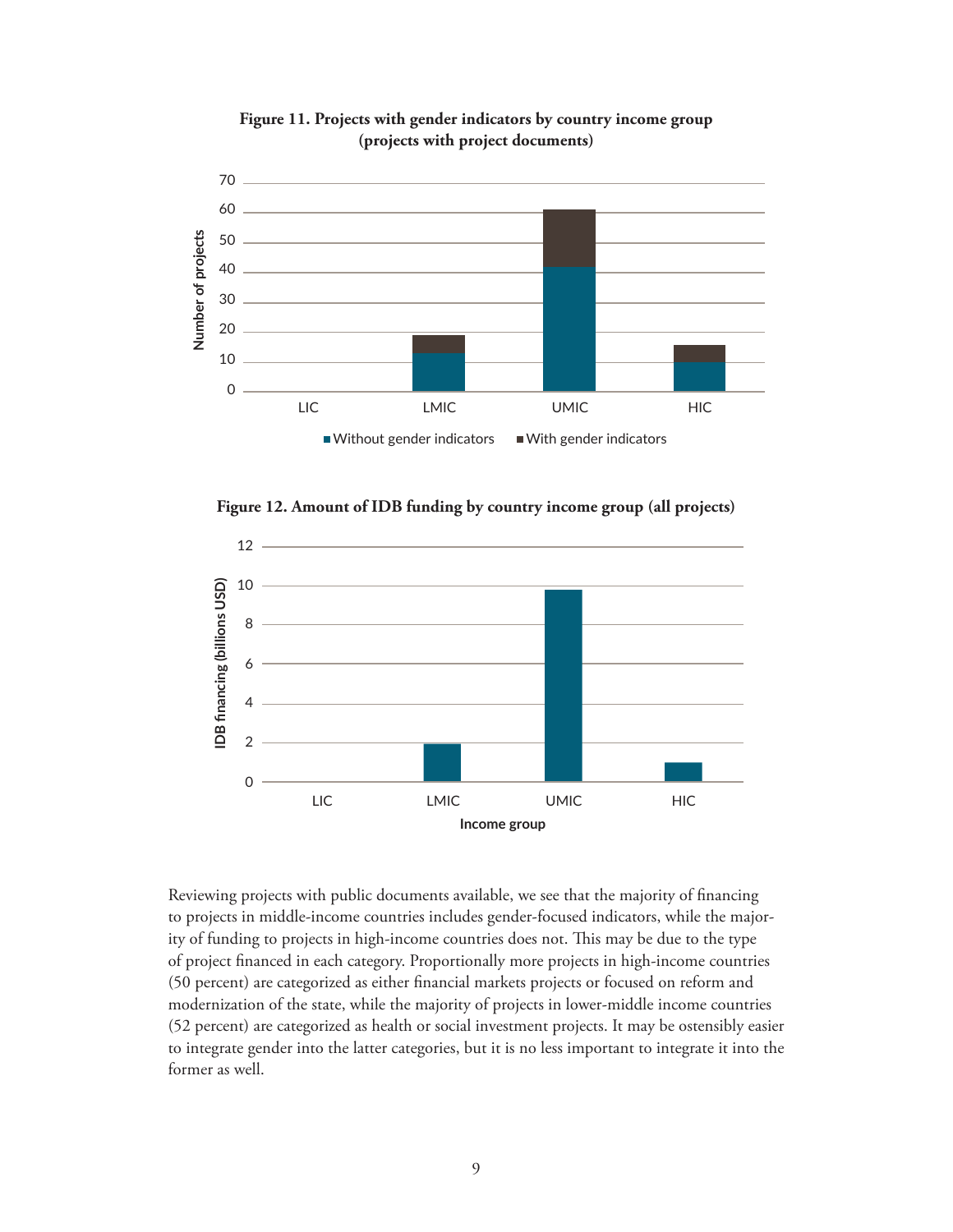**Figure 11. Projects with gender indicators by country income group (projects with project documents)**

**Figure 12. Amount of IDB funding by country income group (all projects)**

Reviewing projects with public documents available, we see that the majority of financing to projects in middle-income countries includes gender-focused indicators, while the majority of funding to projects in high-income countries does not. This may be due to the type of project financed in each category. Proportionally more projects in high-income countries (50 percent) are categorized as either financial markets projects or focused on reform and modernization of the state, while the majority of projects in lower-middle income countries (52 percent) are categorized as health or social investment projects. It may be ostensibly easier to integrate gender into the latter categories, but it is no less important to integrate it into the former as well.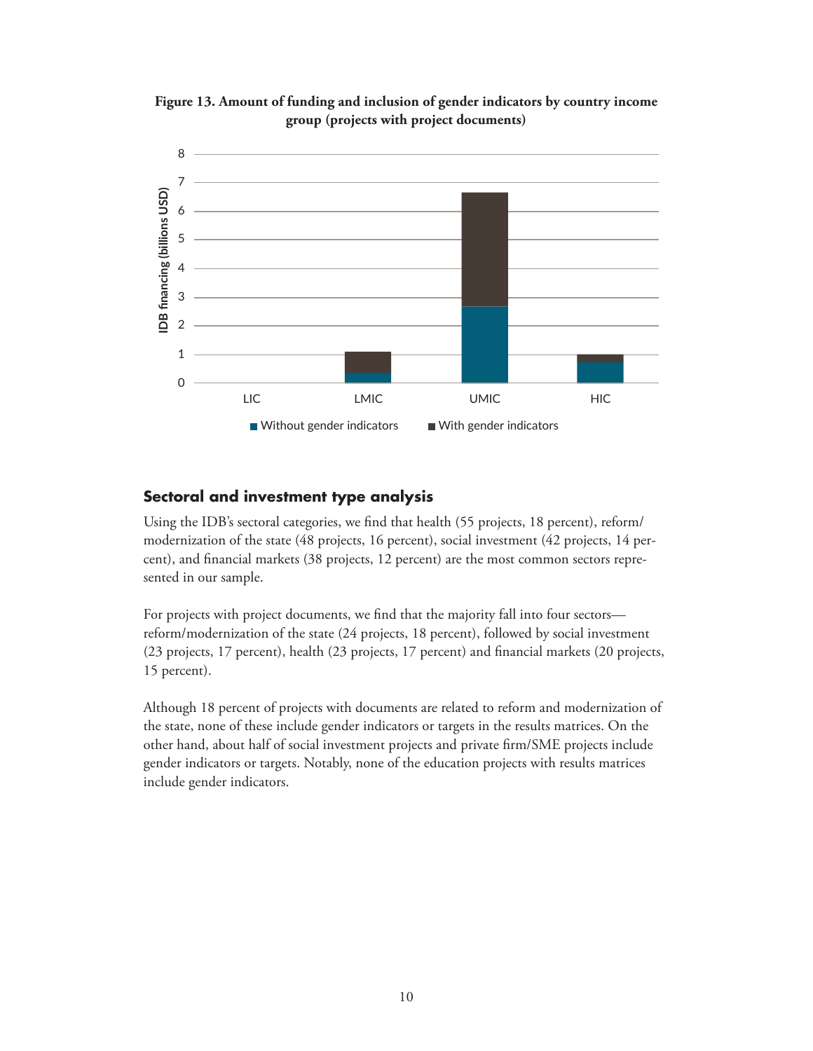**Figure 13. Amount of funding and inclusion of gender indicators by country income group (projects with project documents)**

## Sectoral and investment type analysis

Using the IDB's sectoral categories, we find that health (55 projects, 18 percent), reform/modernization of the state (48 projects, 16 percent), social investment (42 projects, 14 percent), and financial markets (38 projects, 12 percent) are the most common sectors represented in our sample.

For projects with project documents, we find that the majority fall into four sectors—reform/modernization of the state (24 projects, 18 percent), followed by social investment (23 projects, 17 percent), health (23 projects, 17 percent) and financial markets (20 projects, 15 percent).

Although 18 percent of projects with documents are related to reform and modernization of the state, none of these include gender indicators or targets in the results matrices. On the other hand, about half of social investment projects and private firm/SME projects include gender indicators or targets. Notably, none of the education projects with results matrices include gender indicators.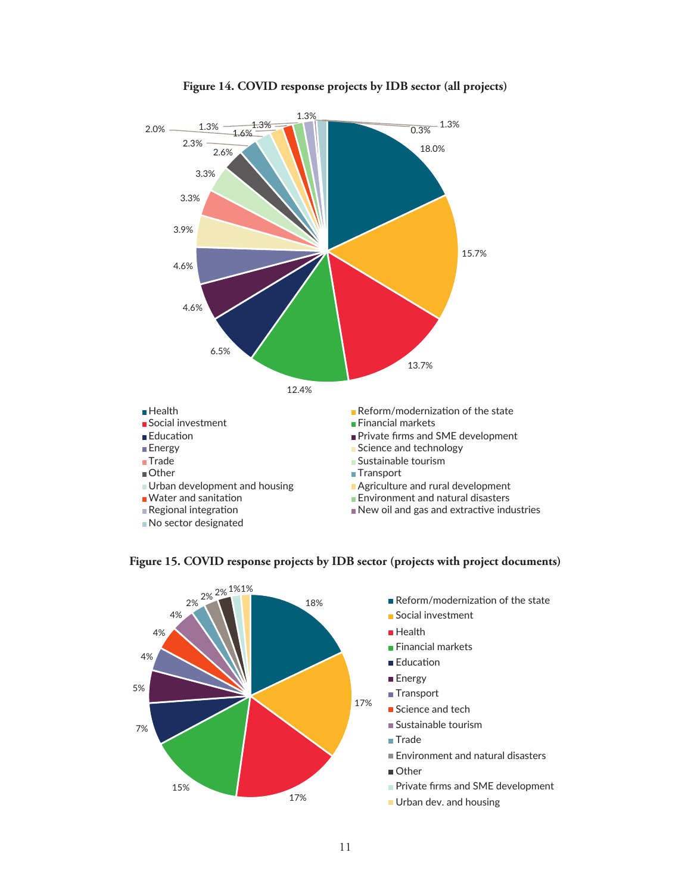**Figure 14. COVID response projects by IDB sector (all projects)**

| Sector | Share |
|---|---|
| Health | 18.0% |
| Reform/modernization of the state | 15.7% |
| Social investment | 13.7% |
| Financial markets | 12.4% |
| Education | 6.5% |
| Private firms and SME development | 4.6% |
| Energy | 4.6% |
| Science and technology | 3.9% |
| Trade | 3.3% |
| Sustainable tourism | 3.3% |
| Other | 2.6% |
| Transport | 2.3% |
| Urban development and housing | 2.0% |
| Agriculture and rural development | 1.6% |
| Water and sanitation | 1.3% |
| Environment and natural disasters | 1.3% |
| Regional integration | 1.3% |
| New oil and gas and extractive industries | 0.3% |
| No sector designated | 1.3% |

**Figure 15. COVID response projects by IDB sector (projects with project documents)**

| Sector | Share |
|---|---|
| Reform/modernization of the state | 18% |
| Social investment | 17% |
| Health | 17% |
| Financial markets | 15% |
| Education | 7% |
| Energy | 5% |
| Transport | 4% |
| Science and tech | 4% |
| Sustainable tourism | 4% |
| Trade | 2% |
| Environment and natural disasters | 2% |
| Other | 2% |
| Private firms and SME development | 1% |
| Urban dev. and housing | 1% |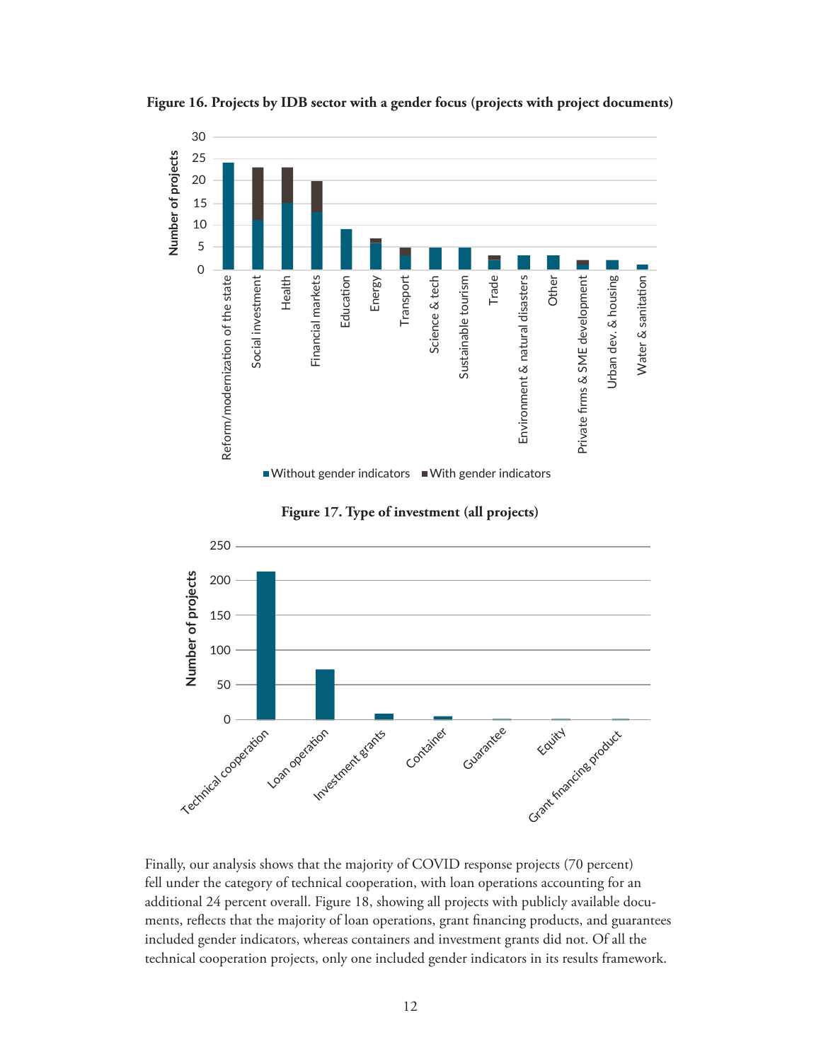**Figure 16. Projects by IDB sector with a gender focus (projects with project documents)**

**Figure 17. Type of investment (all projects)**

Finally, our analysis shows that the majority of COVID response projects (70 percent) fell under the category of technical cooperation, with loan operations accounting for an additional 24 percent overall. Figure 18, showing all projects with publicly available documents, reflects that the majority of loan operations, grant financing products, and guarantees included gender indicators, whereas containers and investment grants did not. Of all the technical cooperation projects, only one included gender indicators in its results framework.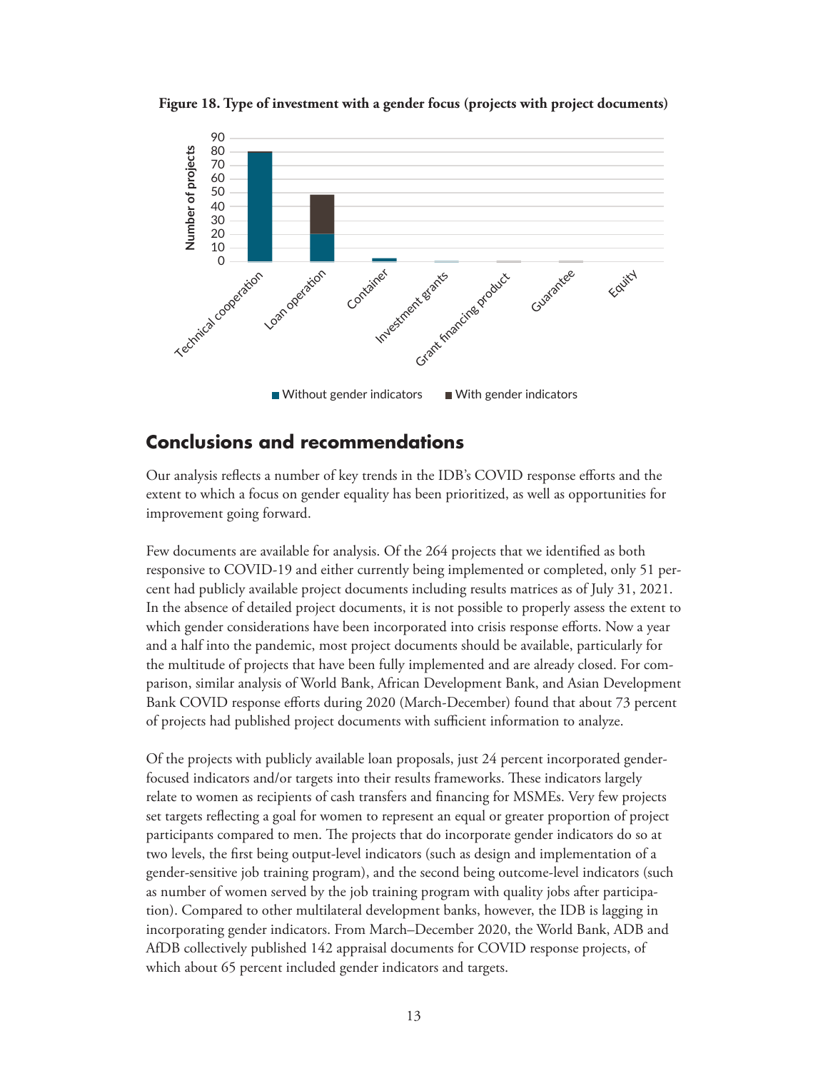**Figure 18. Type of investment with a gender focus (projects with project documents)**

## Conclusions and recommendations

Our analysis reflects a number of key trends in the IDB's COVID response efforts and the extent to which a focus on gender equality has been prioritized, as well as opportunities for improvement going forward.

Few documents are available for analysis. Of the 264 projects that we identified as both responsive to COVID-19 and either currently being implemented or completed, only 51 percent had publicly available project documents including results matrices as of July 31, 2021. In the absence of detailed project documents, it is not possible to properly assess the extent to which gender considerations have been incorporated into crisis response efforts. Now a year and a half into the pandemic, most project documents should be available, particularly for the multitude of projects that have been fully implemented and are already closed. For comparison, similar analysis of World Bank, African Development Bank, and Asian Development Bank COVID response efforts during 2020 (March-December) found that about 73 percent of projects had published project documents with sufficient information to analyze.

Of the projects with publicly available loan proposals, just 24 percent incorporated gender-focused indicators and/or targets into their results frameworks. These indicators largely relate to women as recipients of cash transfers and financing for MSMEs. Very few projects set targets reflecting a goal for women to represent an equal or greater proportion of project participants compared to men. The projects that do incorporate gender indicators do so at two levels, the first being output-level indicators (such as design and implementation of a gender-sensitive job training program), and the second being outcome-level indicators (such as number of women served by the job training program with quality jobs after participation). Compared to other multilateral development banks, however, the IDB is lagging in incorporating gender indicators. From March–December 2020, the World Bank, ADB and AfDB collectively published 142 appraisal documents for COVID response projects, of which about 65 percent included gender indicators and targets.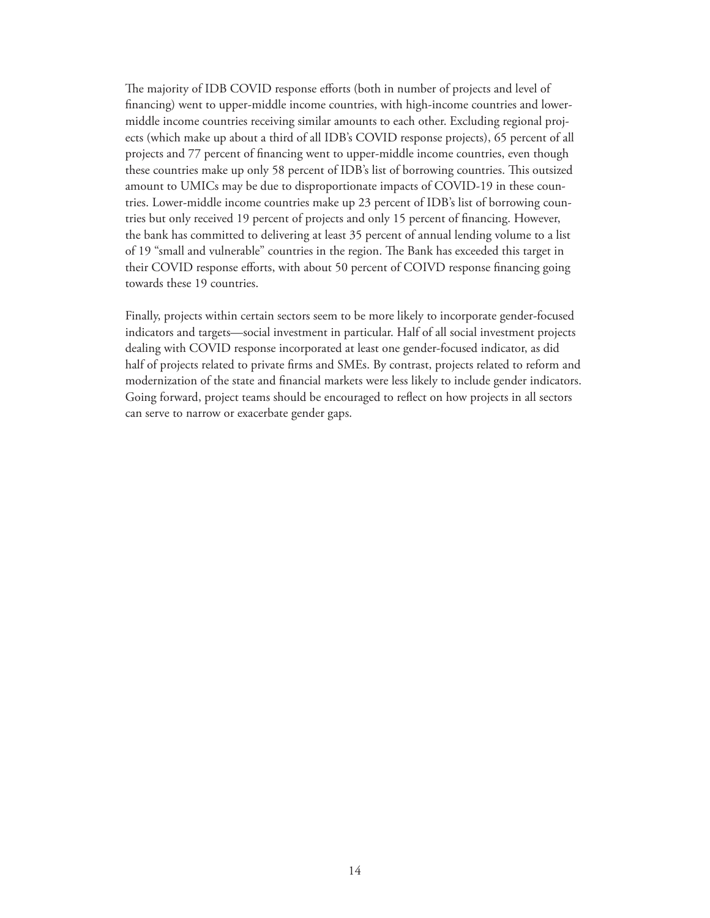The majority of IDB COVID response efforts (both in number of projects and level of financing) went to upper-middle income countries, with high-income countries and lower-middle income countries receiving similar amounts to each other. Excluding regional projects (which make up about a third of all IDB's COVID response projects), 65 percent of all projects and 77 percent of financing went to upper-middle income countries, even though these countries make up only 58 percent of IDB's list of borrowing countries. This outsized amount to UMICs may be due to disproportionate impacts of COVID-19 in these countries. Lower-middle income countries make up 23 percent of IDB's list of borrowing countries but only received 19 percent of projects and only 15 percent of financing. However, the bank has committed to delivering at least 35 percent of annual lending volume to a list of 19 "small and vulnerable" countries in the region. The Bank has exceeded this target in their COVID response efforts, with about 50 percent of COIVD response financing going towards these 19 countries.

Finally, projects within certain sectors seem to be more likely to incorporate gender-focused indicators and targets—social investment in particular. Half of all social investment projects dealing with COVID response incorporated at least one gender-focused indicator, as did half of projects related to private firms and SMEs. By contrast, projects related to reform and modernization of the state and financial markets were less likely to include gender indicators. Going forward, project teams should be encouraged to reflect on how projects in all sectors can serve to narrow or exacerbate gender gaps.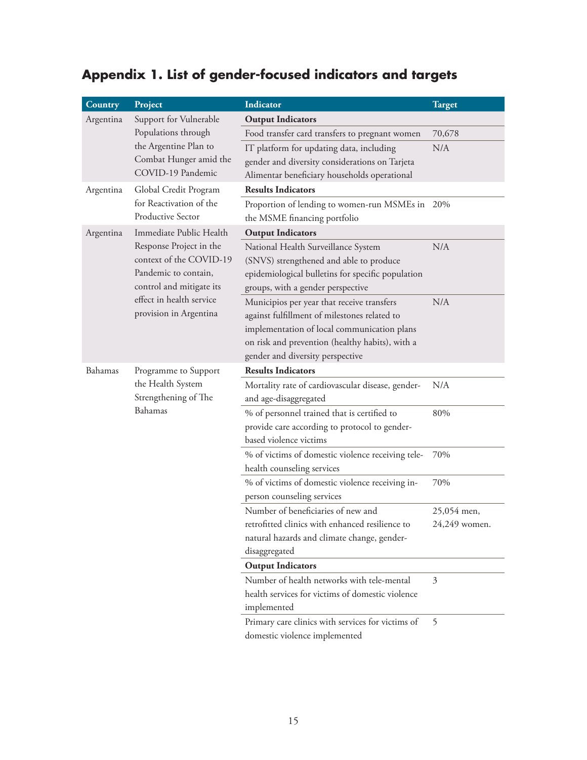# Appendix 1. List of gender-focused indicators and targets

| Country | Project | Indicator | Target |
|---|---|---|---|
| Argentina | Support for Vulnerable Populations through the Argentine Plan to Combat Hunger amid the COVID-19 Pandemic | **Output Indicators** | |
| | | Food transfer card transfers to pregnant women | 70,678 |
| | | IT platform for updating data, including gender and diversity considerations on Tarjeta Alimentar beneficiary households operational | N/A |
| Argentina | Global Credit Program for Reactivation of the Productive Sector | **Results Indicators** | |
| | | Proportion of lending to women-run MSMEs in the MSME financing portfolio | 20% |
| Argentina | Immediate Public Health Response Project in the context of the COVID-19 Pandemic to contain, control and mitigate its effect in health service provision in Argentina | **Output Indicators** | |
| | | National Health Surveillance System (SNVS) strengthened and able to produce epidemiological bulletins for specific population groups, with a gender perspective | N/A |
| | | Municipios per year that receive transfers against fulfillment of milestones related to implementation of local communication plans on risk and prevention (healthy habits), with a gender and diversity perspective | N/A |
| Bahamas | Programme to Support the Health System Strengthening of The Bahamas | **Results Indicators** | |
| | | Mortality rate of cardiovascular disease, gender- and age-disaggregated | N/A |
| | | % of personnel trained that is certified to provide care according to protocol to gender-based violence victims | 80% |
| | | % of victims of domestic violence receiving tele-health counseling services | 70% |
| | | % of victims of domestic violence receiving in-person counseling services | 70% |
| | | Number of beneficiaries of new and retrofitted clinics with enhanced resilience to natural hazards and climate change, gender-disaggregated | 25,054 men, 24,249 women. |
| | | **Output Indicators** | |
| | | Number of health networks with tele-mental health services for victims of domestic violence implemented | 3 |
| | | Primary care clinics with services for victims of domestic violence implemented | 5 |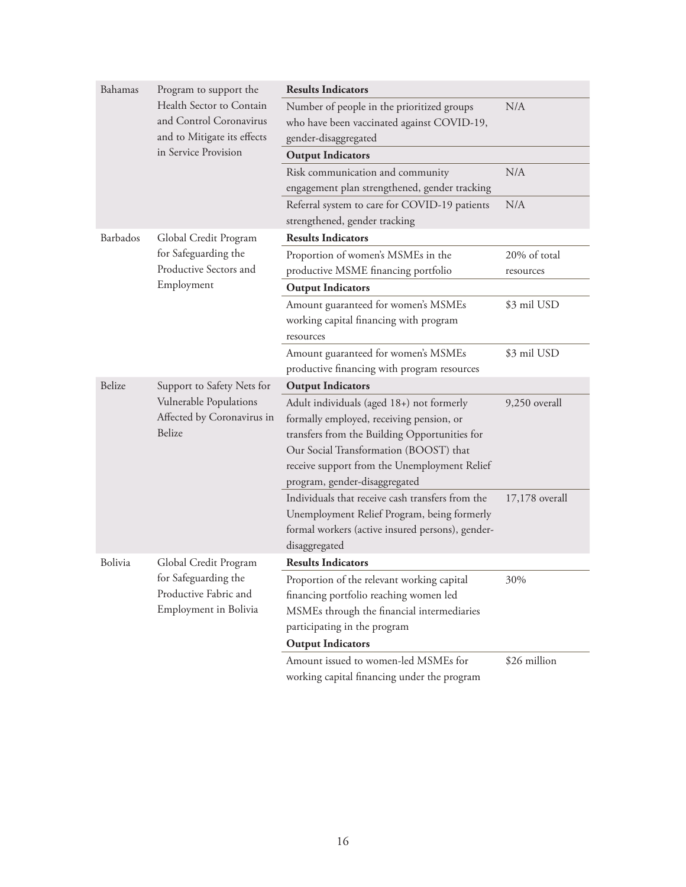| Country | Program | Indicator | Target |
|---|---|---|---|
| Bahamas | Program to support the Health Sector to Contain and Control Coronavirus and to Mitigate its effects in Service Provision | **Results Indicators** | |
| | | Number of people in the prioritized groups who have been vaccinated against COVID-19, gender-disaggregated | N/A |
| | | **Output Indicators** | |
| | | Risk communication and community engagement plan strengthened, gender tracking | N/A |
| | | Referral system to care for COVID-19 patients strengthened, gender tracking | N/A |
| Barbados | Global Credit Program for Safeguarding the Productive Sectors and Employment | **Results Indicators** | |
| | | Proportion of women's MSMEs in the productive MSME financing portfolio | 20% of total resources |
| | | **Output Indicators** | |
| | | Amount guaranteed for women's MSMEs working capital financing with program resources | $3 mil USD |
| | | Amount guaranteed for women's MSMEs productive financing with program resources | $3 mil USD |
| Belize | Support to Safety Nets for Vulnerable Populations Affected by Coronavirus in Belize | **Output Indicators** | |
| | | Adult individuals (aged 18+) not formerly formally employed, receiving pension, or transfers from the Building Opportunities for Our Social Transformation (BOOST) that receive support from the Unemployment Relief program, gender-disaggregated | 9,250 overall |
| | | Individuals that receive cash transfers from the Unemployment Relief Program, being formerly formal workers (active insured persons), gender-disaggregated | 17,178 overall |
| Bolivia | Global Credit Program for Safeguarding the Productive Fabric and Employment in Bolivia | **Results Indicators** | |
| | | Proportion of the relevant working capital financing portfolio reaching women led MSMEs through the financial intermediaries participating in the program | 30% |
| | | **Output Indicators** | |
| | | Amount issued to women-led MSMEs for working capital financing under the program | $26 million |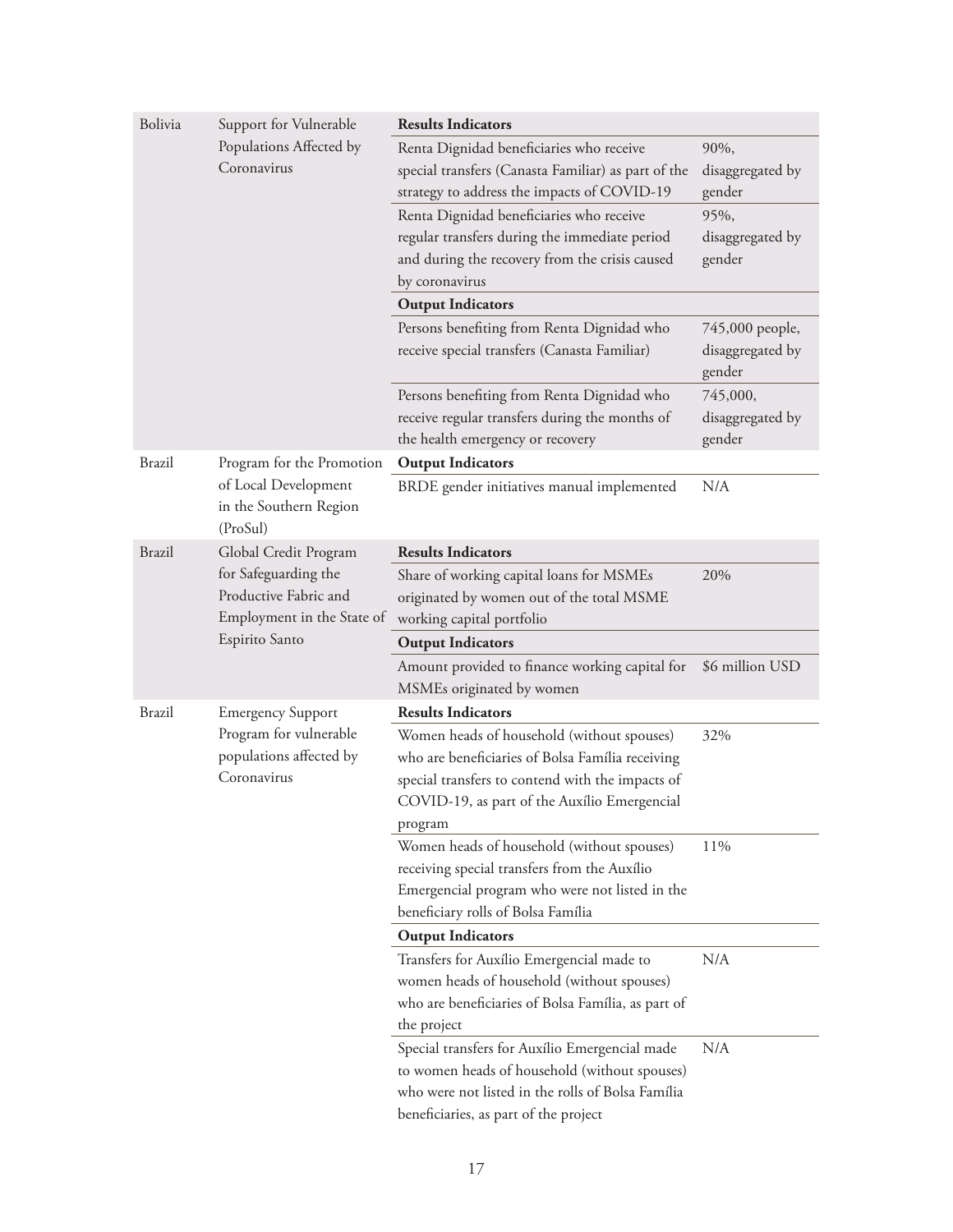| | | | |
|---|---|---|---|
| Bolivia | Support for Vulnerable Populations Affected by Coronavirus | **Results Indicators** | |
| | | Renta Dignidad beneficiaries who receive special transfers (Canasta Familiar) as part of the strategy to address the impacts of COVID-19 | 90%, disaggregated by gender |
| | | Renta Dignidad beneficiaries who receive regular transfers during the immediate period and during the recovery from the crisis caused by coronavirus | 95%, disaggregated by gender |
| | | **Output Indicators** | |
| | | Persons benefiting from Renta Dignidad who receive special transfers (Canasta Familiar) | 745,000 people, disaggregated by gender |
| | | Persons benefiting from Renta Dignidad who receive regular transfers during the months of the health emergency or recovery | 745,000, disaggregated by gender |
| Brazil | Program for the Promotion of Local Development in the Southern Region (ProSul) | **Output Indicators** | |
| | | BRDE gender initiatives manual implemented | N/A |
| Brazil | Global Credit Program for Safeguarding the Productive Fabric and Employment in the State of Espirito Santo | **Results Indicators** | |
| | | Share of working capital loans for MSMEs originated by women out of the total MSME working capital portfolio | 20% |
| | | **Output Indicators** | |
| | | Amount provided to finance working capital for MSMEs originated by women | $6 million USD |
| Brazil | Emergency Support Program for vulnerable populations affected by Coronavirus | **Results Indicators** | |
| | | Women heads of household (without spouses) who are beneficiaries of Bolsa Família receiving special transfers to contend with the impacts of COVID-19, as part of the Auxílio Emergencial program | 32% |
| | | Women heads of household (without spouses) receiving special transfers from the Auxílio Emergencial program who were not listed in the beneficiary rolls of Bolsa Família | 11% |
| | | **Output Indicators** | |
| | | Transfers for Auxílio Emergencial made to women heads of household (without spouses) who are beneficiaries of Bolsa Família, as part of the project | N/A |
| | | Special transfers for Auxílio Emergencial made to women heads of household (without spouses) who were not listed in the rolls of Bolsa Família beneficiaries, as part of the project | N/A |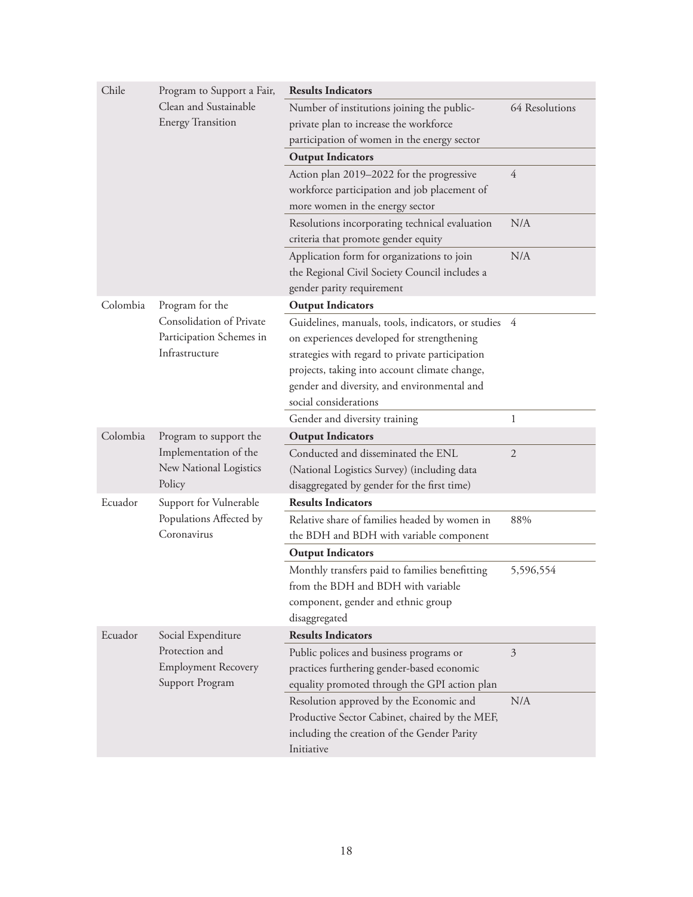| Country | Program | Indicator | Value |
|---|---|---|---|
| Chile | Program to Support a Fair, Clean and Sustainable Energy Transition | **Results Indicators** | |
| | | Number of institutions joining the public-private plan to increase the workforce participation of women in the energy sector | 64 Resolutions |
| | | **Output Indicators** | |
| | | Action plan 2019–2022 for the progressive workforce participation and job placement of more women in the energy sector | 4 |
| | | Resolutions incorporating technical evaluation criteria that promote gender equity | N/A |
| | | Application form for organizations to join the Regional Civil Society Council includes a gender parity requirement | N/A |
| Colombia | Program for the Consolidation of Private Participation Schemes in Infrastructure | **Output Indicators** | |
| | | Guidelines, manuals, tools, indicators, or studies on experiences developed for strengthening strategies with regard to private participation projects, taking into account climate change, gender and diversity, and environmental and social considerations | 4 |
| | | Gender and diversity training | 1 |
| Colombia | Program to support the Implementation of the New National Logistics Policy | **Output Indicators** | |
| | | Conducted and disseminated the ENL (National Logistics Survey) (including data disaggregated by gender for the first time) | 2 |
| Ecuador | Support for Vulnerable Populations Affected by Coronavirus | **Results Indicators** | |
| | | Relative share of families headed by women in the BDH and BDH with variable component | 88% |
| | | **Output Indicators** | |
| | | Monthly transfers paid to families benefitting from the BDH and BDH with variable component, gender and ethnic group disaggregated | 5,596,554 |
| Ecuador | Social Expenditure Protection and Employment Recovery Support Program | **Results Indicators** | |
| | | Public polices and business programs or practices furthering gender-based economic equality promoted through the GPI action plan | 3 |
| | | Resolution approved by the Economic and Productive Sector Cabinet, chaired by the MEF, including the creation of the Gender Parity Initiative | N/A |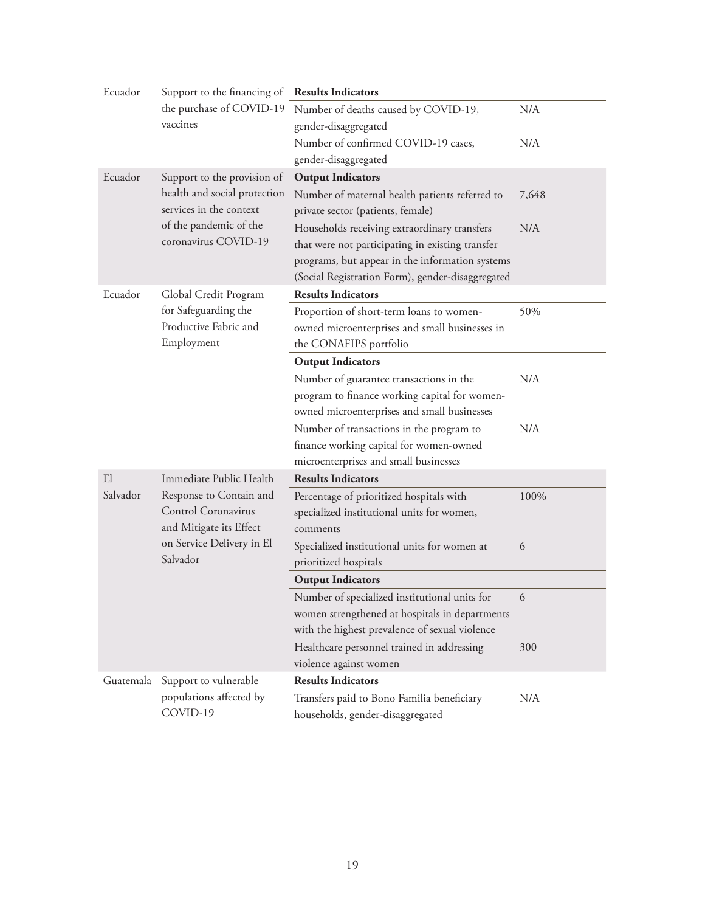| | | | |
|---|---|---|---|
| Ecuador | Support to the financing of the purchase of COVID-19 vaccines | **Results Indicators** | |
| | | Number of deaths caused by COVID-19, gender-disaggregated | N/A |
| | | Number of confirmed COVID-19 cases, gender-disaggregated | N/A |
| Ecuador | Support to the provision of health and social protection services in the context of the pandemic of the coronavirus COVID-19 | **Output Indicators** | |
| | | Number of maternal health patients referred to private sector (patients, female) | 7,648 |
| | | Households receiving extraordinary transfers that were not participating in existing transfer programs, but appear in the information systems (Social Registration Form), gender-disaggregated | N/A |
| Ecuador | Global Credit Program for Safeguarding the Productive Fabric and Employment | **Results Indicators** | |
| | | Proportion of short-term loans to women-owned microenterprises and small businesses in the CONAFIPS portfolio | 50% |
| | | **Output Indicators** | |
| | | Number of guarantee transactions in the program to finance working capital for women-owned microenterprises and small businesses | N/A |
| | | Number of transactions in the program to finance working capital for women-owned microenterprises and small businesses | N/A |
| El Salvador | Immediate Public Health Response to Contain and Control Coronavirus and Mitigate its Effect on Service Delivery in El Salvador | **Results Indicators** | |
| | | Percentage of prioritized hospitals with specialized institutional units for women, comments | 100% |
| | | Specialized institutional units for women at prioritized hospitals | 6 |
| | | **Output Indicators** | |
| | | Number of specialized institutional units for women strengthened at hospitals in departments with the highest prevalence of sexual violence | 6 |
| | | Healthcare personnel trained in addressing violence against women | 300 |
| Guatemala | Support to vulnerable populations affected by COVID-19 | **Results Indicators** | |
| | | Transfers paid to Bono Familia beneficiary households, gender-disaggregated | N/A |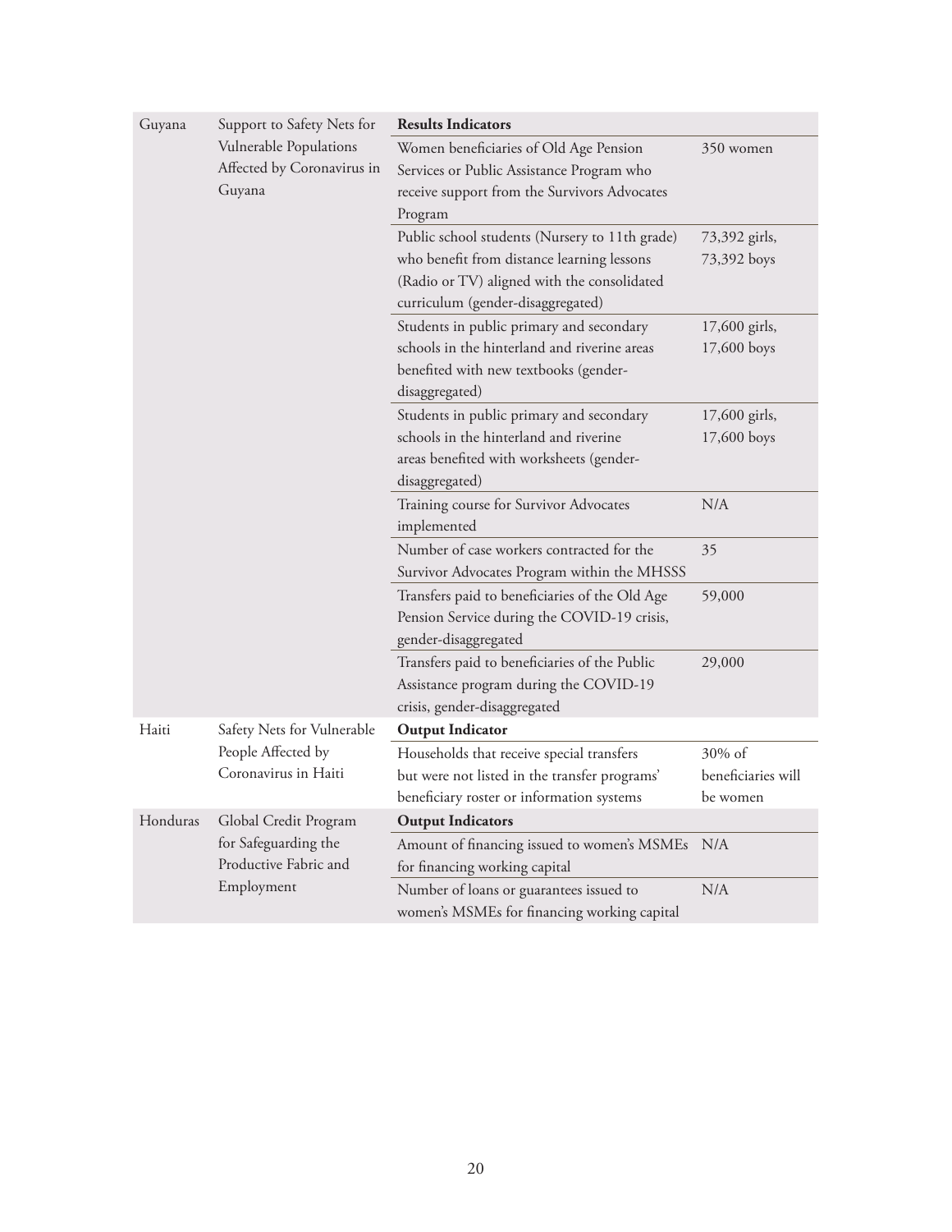| Guyana | Support to Safety Nets for Vulnerable Populations Affected by Coronavirus in Guyana | **Results Indicators** | |
|---|---|---|---|
| | | Women beneficiaries of Old Age Pension Services or Public Assistance Program who receive support from the Survivors Advocates Program | 350 women |
| | | Public school students (Nursery to 11th grade) who benefit from distance learning lessons (Radio or TV) aligned with the consolidated curriculum (gender-disaggregated) | 73,392 girls, 73,392 boys |
| | | Students in public primary and secondary schools in the hinterland and riverine areas benefited with new textbooks (gender-disaggregated) | 17,600 girls, 17,600 boys |
| | | Students in public primary and secondary schools in the hinterland and riverine areas benefited with worksheets (gender-disaggregated) | 17,600 girls, 17,600 boys |
| | | Training course for Survivor Advocates implemented | N/A |
| | | Number of case workers contracted for the Survivor Advocates Program within the MHSSS | 35 |
| | | Transfers paid to beneficiaries of the Old Age Pension Service during the COVID-19 crisis, gender-disaggregated | 59,000 |
| | | Transfers paid to beneficiaries of the Public Assistance program during the COVID-19 crisis, gender-disaggregated | 29,000 |
| Haiti | Safety Nets for Vulnerable People Affected by Coronavirus in Haiti | **Output Indicator** | |
| | | Households that receive special transfers but were not listed in the transfer programs' beneficiary roster or information systems | 30% of beneficiaries will be women |
| Honduras | Global Credit Program for Safeguarding the Productive Fabric and Employment | **Output Indicators** | |
| | | Amount of financing issued to women's MSMEs for financing working capital | N/A |
| | | Number of loans or guarantees issued to women's MSMEs for financing working capital | N/A |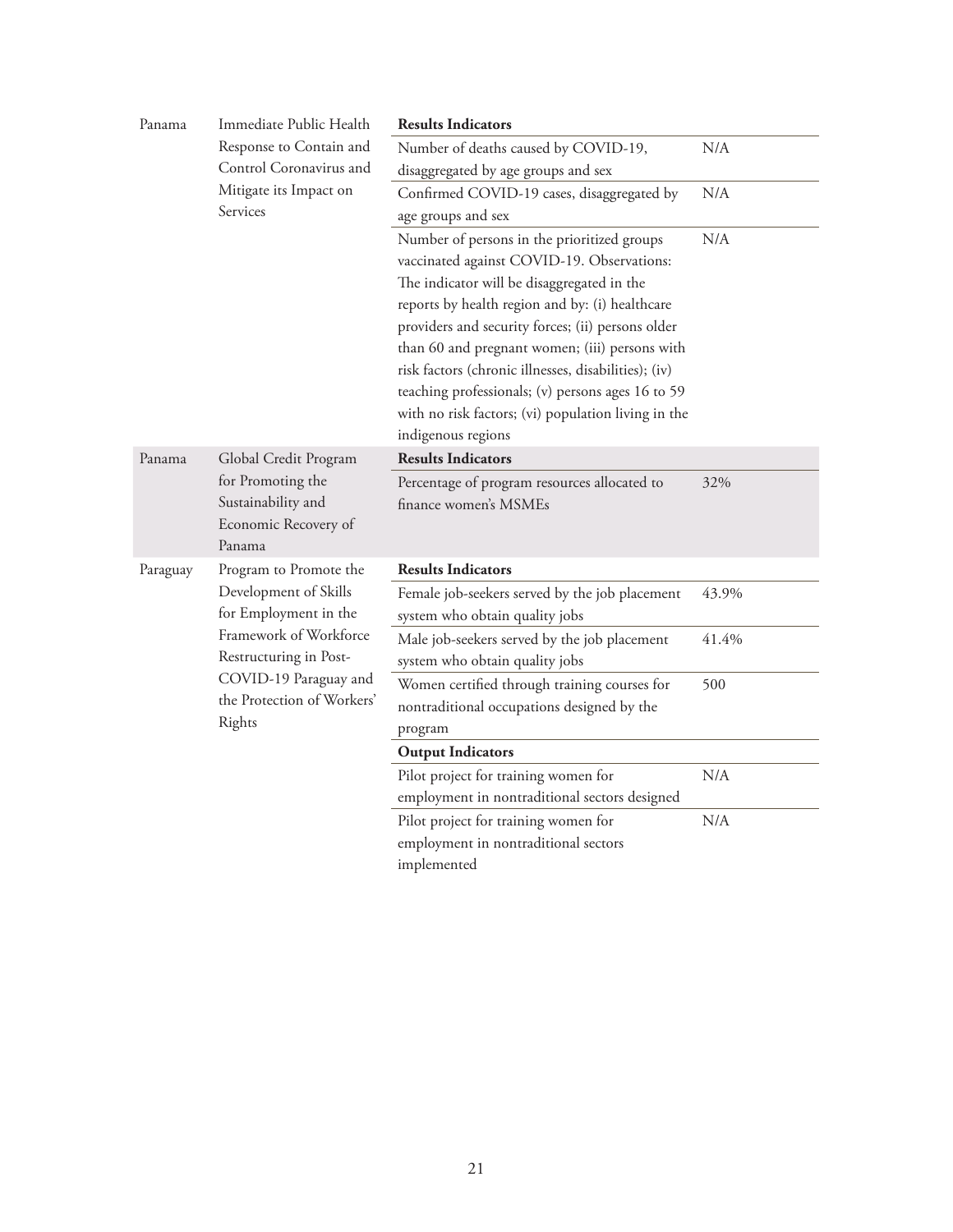| | | | |
|---|---|---|---|
| Panama | Immediate Public Health Response to Contain and Control Coronavirus and Mitigate its Impact on Services | **Results Indicators** | |
| | | Number of deaths caused by COVID-19, disaggregated by age groups and sex | N/A |
| | | Confirmed COVID-19 cases, disaggregated by age groups and sex | N/A |
| | | Number of persons in the prioritized groups vaccinated against COVID-19. Observations: The indicator will be disaggregated in the reports by health region and by: (i) healthcare providers and security forces; (ii) persons older than 60 and pregnant women; (iii) persons with risk factors (chronic illnesses, disabilities); (iv) teaching professionals; (v) persons ages 16 to 59 with no risk factors; (vi) population living in the indigenous regions | N/A |
| Panama | Global Credit Program for Promoting the Sustainability and Economic Recovery of Panama | **Results Indicators** | |
| | | Percentage of program resources allocated to finance women's MSMEs | 32% |
| Paraguay | Program to Promote the Development of Skills for Employment in the Framework of Workforce Restructuring in Post-COVID-19 Paraguay and the Protection of Workers' Rights | **Results Indicators** | |
| | | Female job-seekers served by the job placement system who obtain quality jobs | 43.9% |
| | | Male job-seekers served by the job placement system who obtain quality jobs | 41.4% |
| | | Women certified through training courses for nontraditional occupations designed by the program | 500 |
| | | **Output Indicators** | |
| | | Pilot project for training women for employment in nontraditional sectors designed | N/A |
| | | Pilot project for training women for employment in nontraditional sectors implemented | N/A |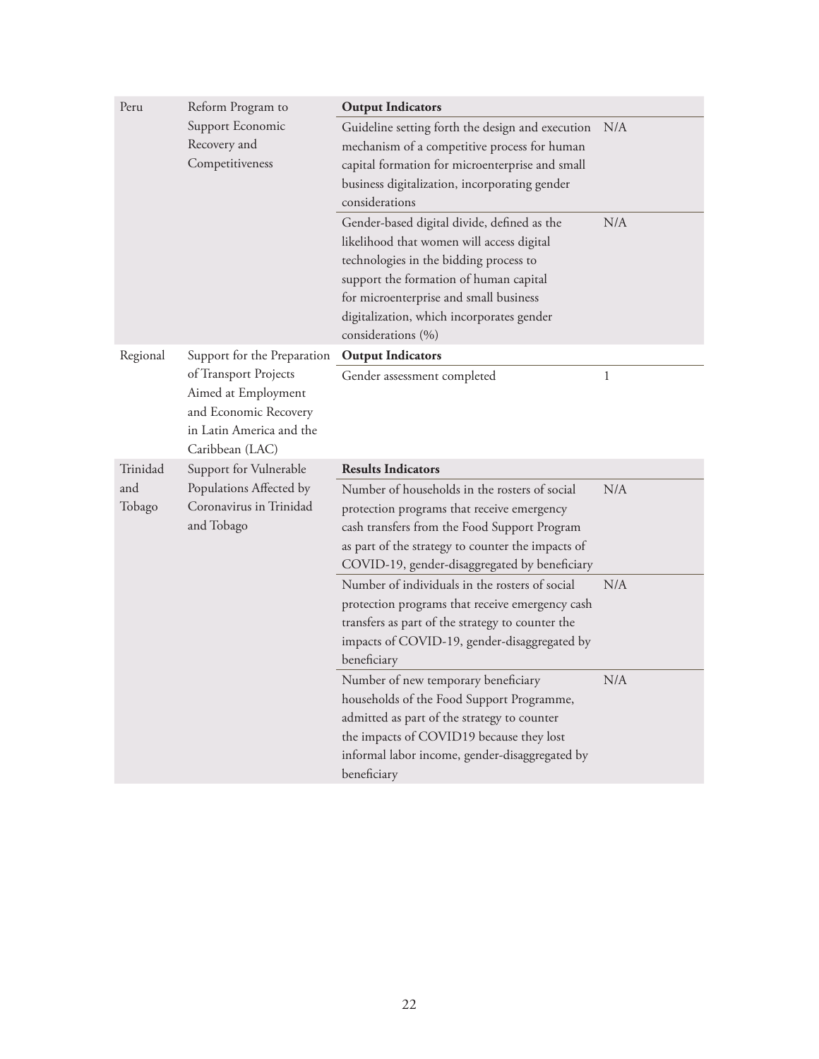| Country | Program | Indicators | |
|---|---|---|---|
| Peru | Reform Program to Support Economic Recovery and Competitiveness | **Output Indicators** | |
| | | Guideline setting forth the design and execution mechanism of a competitive process for human capital formation for microenterprise and small business digitalization, incorporating gender considerations | N/A |
| | | Gender-based digital divide, defined as the likelihood that women will access digital technologies in the bidding process to support the formation of human capital for microenterprise and small business digitalization, which incorporates gender considerations (%) | N/A |
| Regional | Support for the Preparation of Transport Projects Aimed at Employment and Economic Recovery in Latin America and the Caribbean (LAC) | **Output Indicators** | |
| | | Gender assessment completed | 1 |
| Trinidad and Tobago | Support for Vulnerable Populations Affected by Coronavirus in Trinidad and Tobago | **Results Indicators** | |
| | | Number of households in the rosters of social protection programs that receive emergency cash transfers from the Food Support Program as part of the strategy to counter the impacts of COVID-19, gender-disaggregated by beneficiary | N/A |
| | | Number of individuals in the rosters of social protection programs that receive emergency cash transfers as part of the strategy to counter the impacts of COVID-19, gender-disaggregated by beneficiary | N/A |
| | | Number of new temporary beneficiary households of the Food Support Programme, admitted as part of the strategy to counter the impacts of COVID19 because they lost informal labor income, gender-disaggregated by beneficiary | N/A |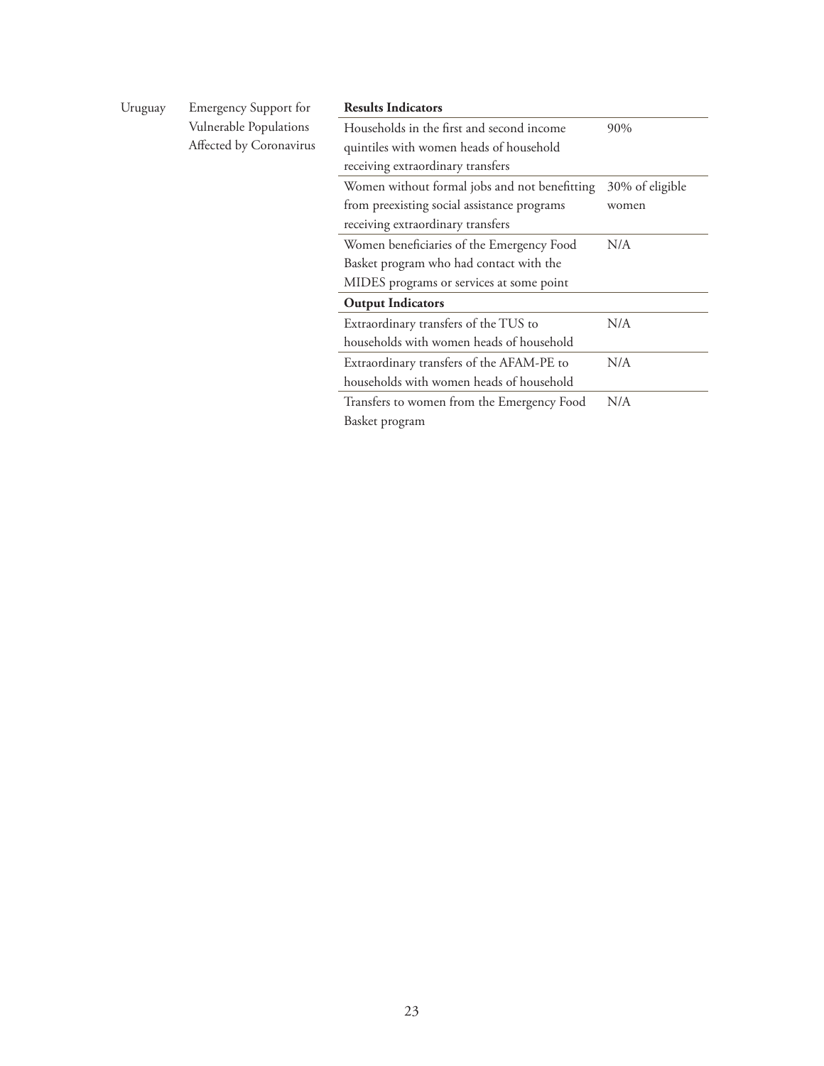| | | | |
|---|---|---|---|
| Uruguay | Emergency Support for Vulnerable Populations Affected by Coronavirus | **Results Indicators** | |
| | | Households in the first and second income quintiles with women heads of household receiving extraordinary transfers | 90% |
| | | Women without formal jobs and not benefitting from preexisting social assistance programs receiving extraordinary transfers | 30% of eligible women |
| | | Women beneficiaries of the Emergency Food Basket program who had contact with the MIDES programs or services at some point | N/A |
| | | **Output Indicators** | |
| | | Extraordinary transfers of the TUS to households with women heads of household | N/A |
| | | Extraordinary transfers of the AFAM-PE to households with women heads of household | N/A |
| | | Transfers to women from the Emergency Food Basket program | N/A |